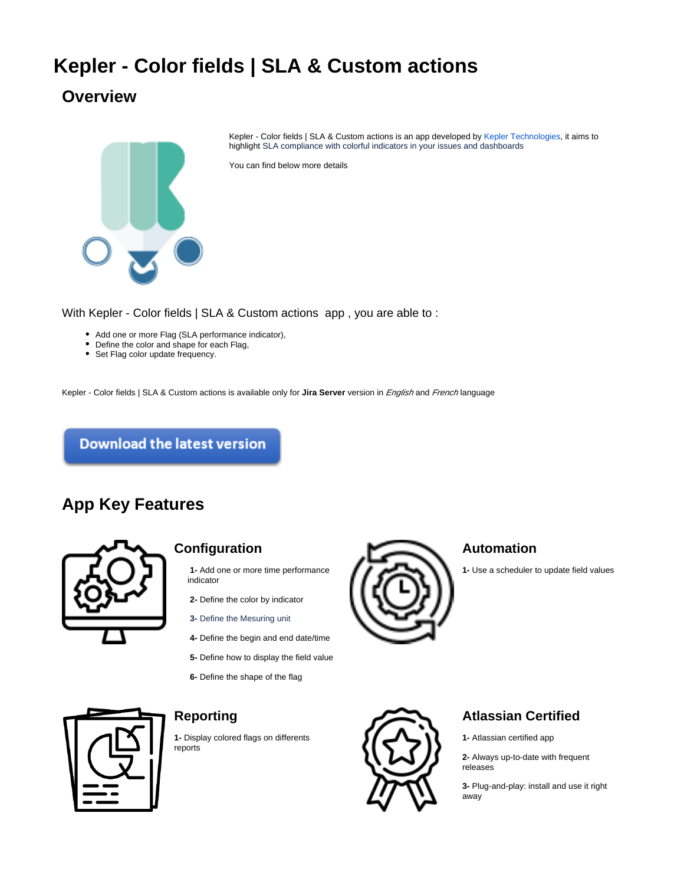# Kepler - Color fields | SLA & Custom actions

## Overview

Kepler - Color fields | SLA & Custom actions is an app developed by Kepler Technologies, it aims to highlight SLA compliance with colorful indicators in your issues and dashboards

You can find below more details

With Kepler - Color fields | SLA & Custom actions app , you are able to :

- Add one or more Flag (SLA performance indicator),
- Define the color and shape for each Flag,
- Set Flag color update frequency.

Kepler - Color fields | SLA & Custom actions is available only for **Jira Server** version in *English* and *French* language

Download the latest version

## App Key Features

### Configuration

**1-** Add one or more time performance indicator

**2-** Define the color by indicator

**3-** Define the Mesuring unit

**4-** Define the begin and end date/time

**5-** Define how to display the field value

**6-** Define the shape of the flag

### Automation

**1-** Use a scheduler to update field values

### Reporting

**1-** Display colored flags on differents reports

### Atlassian Certified

**1-** Atlassian certified app

**2-** Always up-to-date with frequent releases

**3-** Plug-and-play: install and use it right away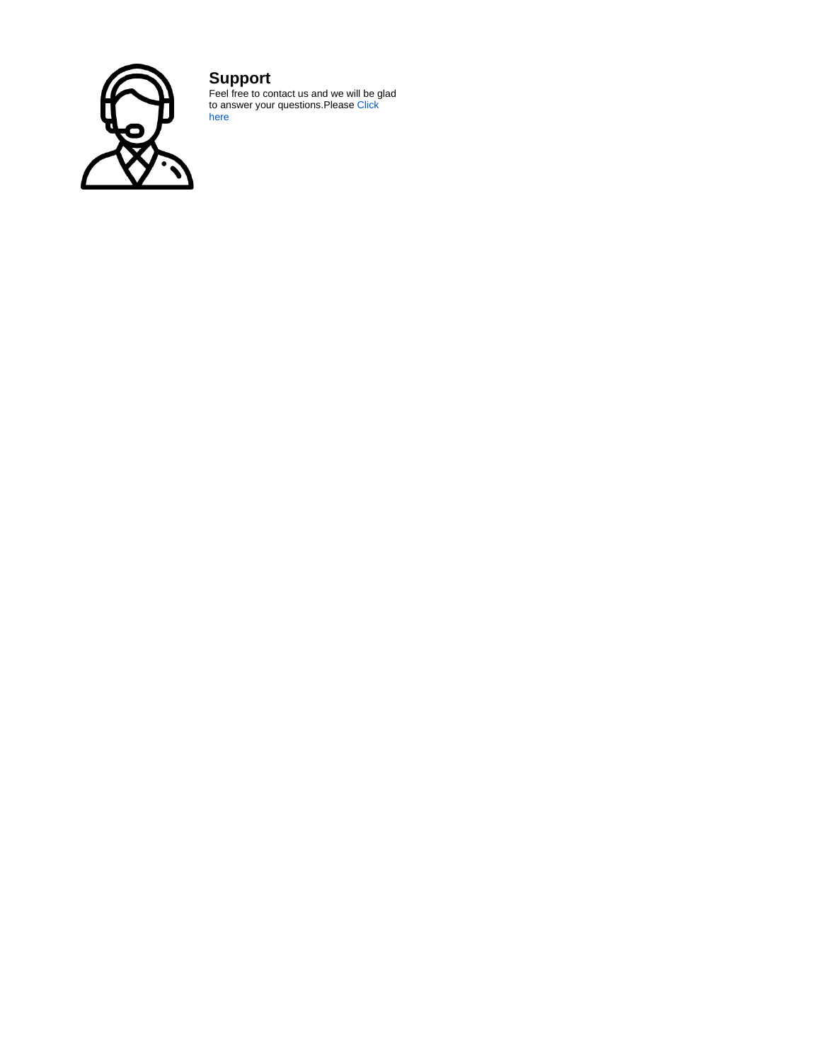## Support

Feel free to contact us and we will be glad to answer your questions.Please Click here